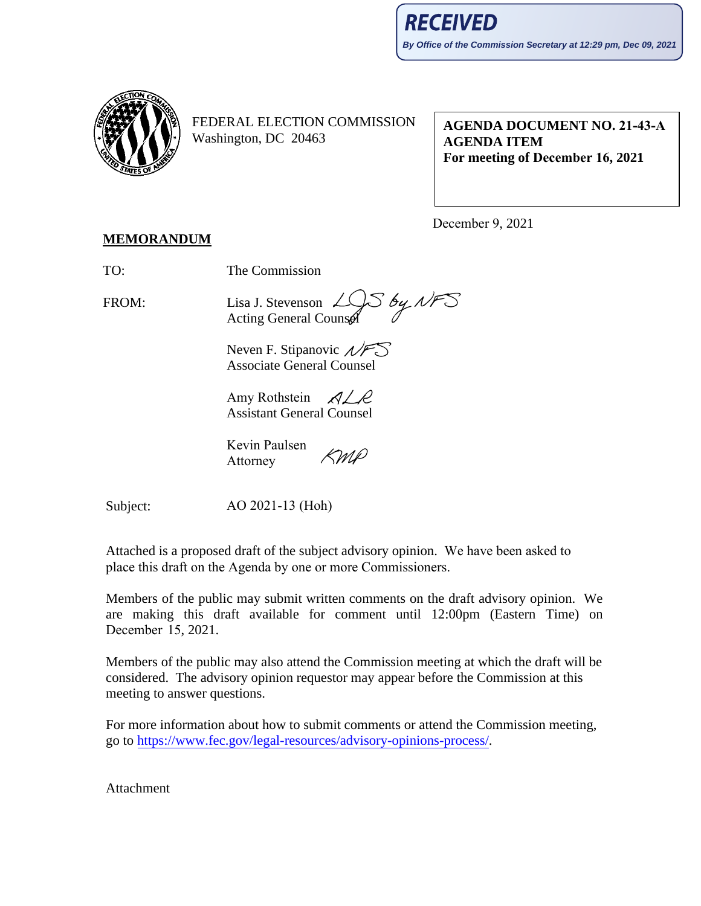**RECEIVED**

*By Office of the Commission Secretary at 12:29 pm, Dec 09, 2021*

FEDERAL ELECTION COMMISSION
Washington, DC 20463

**AGENDA DOCUMENT NO. 21-43-A**
**AGENDA ITEM**
**For meeting of December 16, 2021**

December 9, 2021

**MEMORANDUM**

TO: The Commission

FROM: Lisa J. Stevenson *LJS by NFS*
Acting General Counsel

Neven F. Stipanovic *NFS*
Associate General Counsel

Amy Rothstein *ALR*
Assistant General Counsel

Kevin Paulsen *KMP*
Attorney

Subject: AO 2021-13 (Hoh)

Attached is a proposed draft of the subject advisory opinion. We have been asked to place this draft on the Agenda by one or more Commissioners.

Members of the public may submit written comments on the draft advisory opinion. We are making this draft available for comment until 12:00pm (Eastern Time) on December 15, 2021.

Members of the public may also attend the Commission meeting at which the draft will be considered. The advisory opinion requestor may appear before the Commission at this meeting to answer questions.

For more information about how to submit comments or attend the Commission meeting, go to https://www.fec.gov/legal-resources/advisory-opinions-process/.

Attachment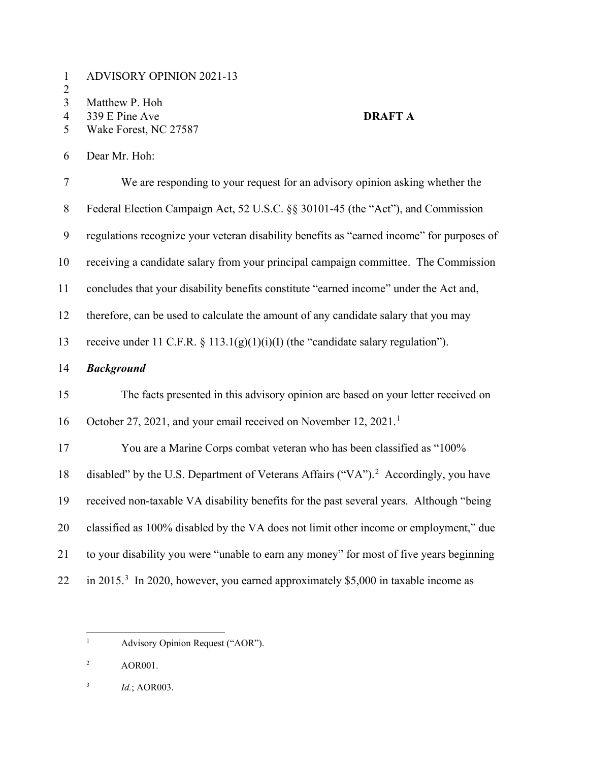ADVISORY OPINION 2021-13

Matthew P. Hoh
339 E Pine Ave
Wake Forest, NC 27587

**DRAFT A**

Dear Mr. Hoh:

We are responding to your request for an advisory opinion asking whether the Federal Election Campaign Act, 52 U.S.C. §§ 30101-45 (the "Act"), and Commission regulations recognize your veteran disability benefits as "earned income" for purposes of receiving a candidate salary from your principal campaign committee. The Commission concludes that your disability benefits constitute "earned income" under the Act and, therefore, can be used to calculate the amount of any candidate salary that you may receive under 11 C.F.R. § 113.1(g)(1)(i)(I) (the "candidate salary regulation").

***Background***

The facts presented in this advisory opinion are based on your letter received on October 27, 2021, and your email received on November 12, 2021.[1]

You are a Marine Corps combat veteran who has been classified as "100% disabled" by the U.S. Department of Veterans Affairs ("VA").[2] Accordingly, you have received non-taxable VA disability benefits for the past several years. Although "being classified as 100% disabled by the VA does not limit other income or employment," due to your disability you were "unable to earn any money" for most of five years beginning in 2015.[3] In 2020, however, you earned approximately $5,000 in taxable income as

[1] Advisory Opinion Request ("AOR").

[2] AOR001.

[3] *Id.*; AOR003.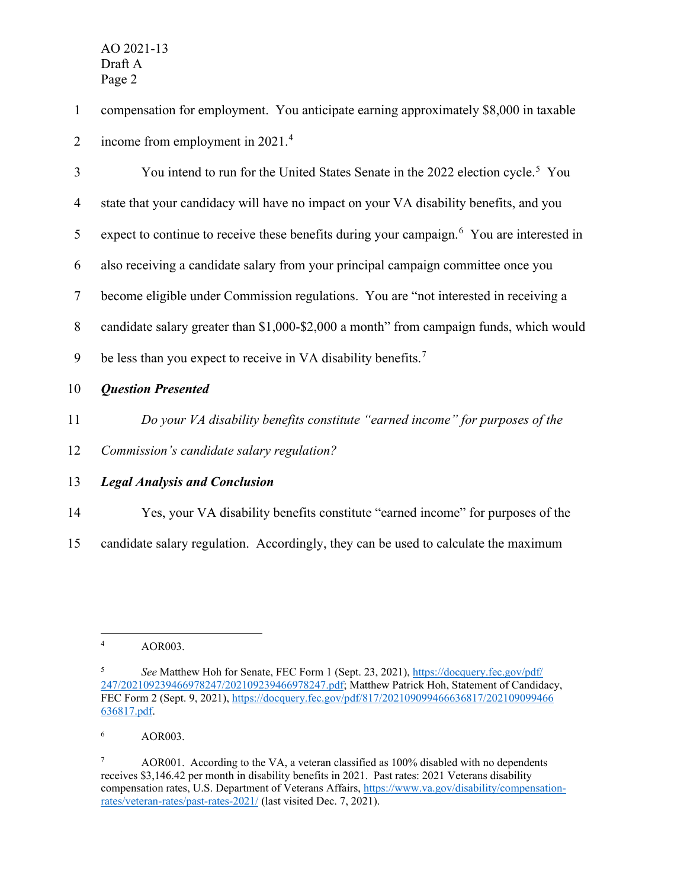compensation for employment. You anticipate earning approximately $8,000 in taxable income from employment in 2021.[4]

You intend to run for the United States Senate in the 2022 election cycle.[5] You state that your candidacy will have no impact on your VA disability benefits, and you expect to continue to receive these benefits during your campaign.[6] You are interested in also receiving a candidate salary from your principal campaign committee once you become eligible under Commission regulations. You are "not interested in receiving a candidate salary greater than $1,000-$2,000 a month" from campaign funds, which would be less than you expect to receive in VA disability benefits.[7]

***Question Presented***

*Do your VA disability benefits constitute "earned income" for purposes of the Commission's candidate salary regulation?*

***Legal Analysis and Conclusion***

Yes, your VA disability benefits constitute "earned income" for purposes of the candidate salary regulation. Accordingly, they can be used to calculate the maximum

---

[4] AOR003.

[5] *See* Matthew Hoh for Senate, FEC Form 1 (Sept. 23, 2021), https://docquery.fec.gov/pdf/247/202109239466978247/202109239466978247.pdf; Matthew Patrick Hoh, Statement of Candidacy, FEC Form 2 (Sept. 9, 2021), https://docquery.fec.gov/pdf/817/202109099466636817/202109099466636817.pdf.

[6] AOR003.

[7] AOR001. According to the VA, a veteran classified as 100% disabled with no dependents receives $3,146.42 per month in disability benefits in 2021. Past rates: 2021 Veterans disability compensation rates, U.S. Department of Veterans Affairs, https://www.va.gov/disability/compensation-rates/veteran-rates/past-rates-2021/ (last visited Dec. 7, 2021).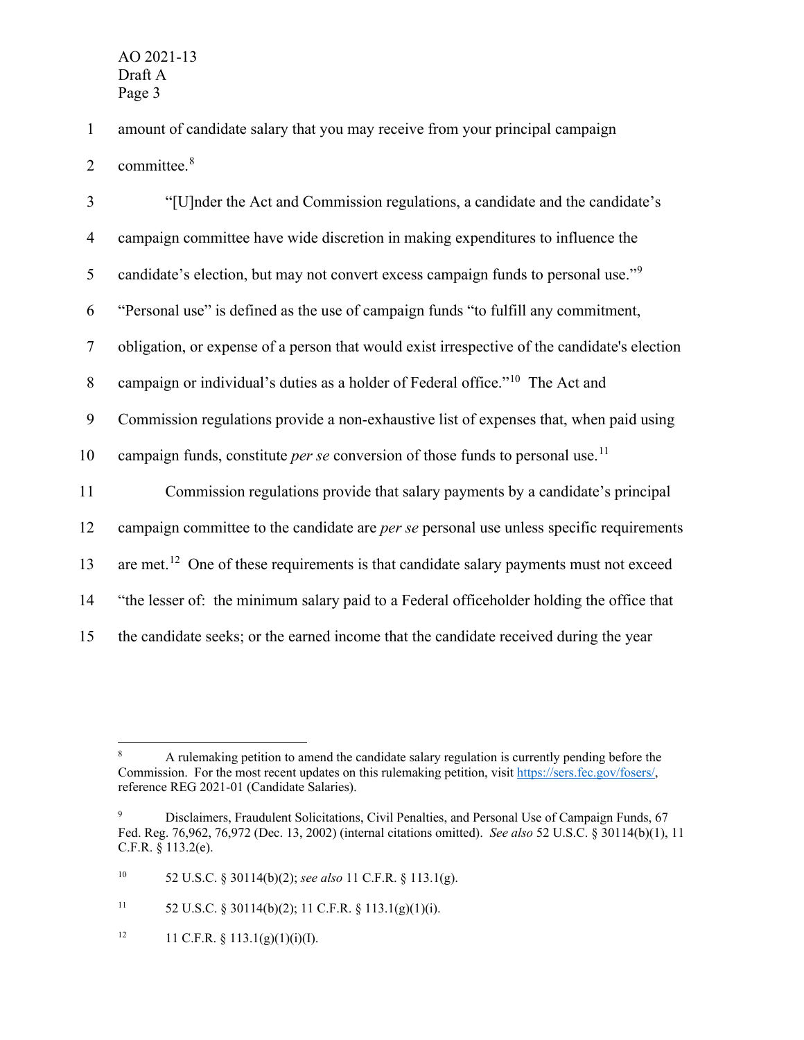amount of candidate salary that you may receive from your principal campaign committee.[8]

"[U]nder the Act and Commission regulations, a candidate and the candidate's campaign committee have wide discretion in making expenditures to influence the candidate's election, but may not convert excess campaign funds to personal use."[9] "Personal use" is defined as the use of campaign funds "to fulfill any commitment, obligation, or expense of a person that would exist irrespective of the candidate's election campaign or individual's duties as a holder of Federal office."[10] The Act and Commission regulations provide a non-exhaustive list of expenses that, when paid using campaign funds, constitute *per se* conversion of those funds to personal use.[11]

Commission regulations provide that salary payments by a candidate's principal campaign committee to the candidate are *per se* personal use unless specific requirements are met.[12] One of these requirements is that candidate salary payments must not exceed "the lesser of: the minimum salary paid to a Federal officeholder holding the office that the candidate seeks; or the earned income that the candidate received during the year

---

[8] A rulemaking petition to amend the candidate salary regulation is currently pending before the Commission. For the most recent updates on this rulemaking petition, visit https://sers.fec.gov/fosers/, reference REG 2021-01 (Candidate Salaries).

[9] Disclaimers, Fraudulent Solicitations, Civil Penalties, and Personal Use of Campaign Funds, 67 Fed. Reg. 76,962, 76,972 (Dec. 13, 2002) (internal citations omitted). *See also* 52 U.S.C. § 30114(b)(1), 11 C.F.R. § 113.2(e).

[10] 52 U.S.C. § 30114(b)(2); *see also* 11 C.F.R. § 113.1(g).

[11] 52 U.S.C. § 30114(b)(2); 11 C.F.R. § 113.1(g)(1)(i).

[12] 11 C.F.R. § 113.1(g)(1)(i)(I).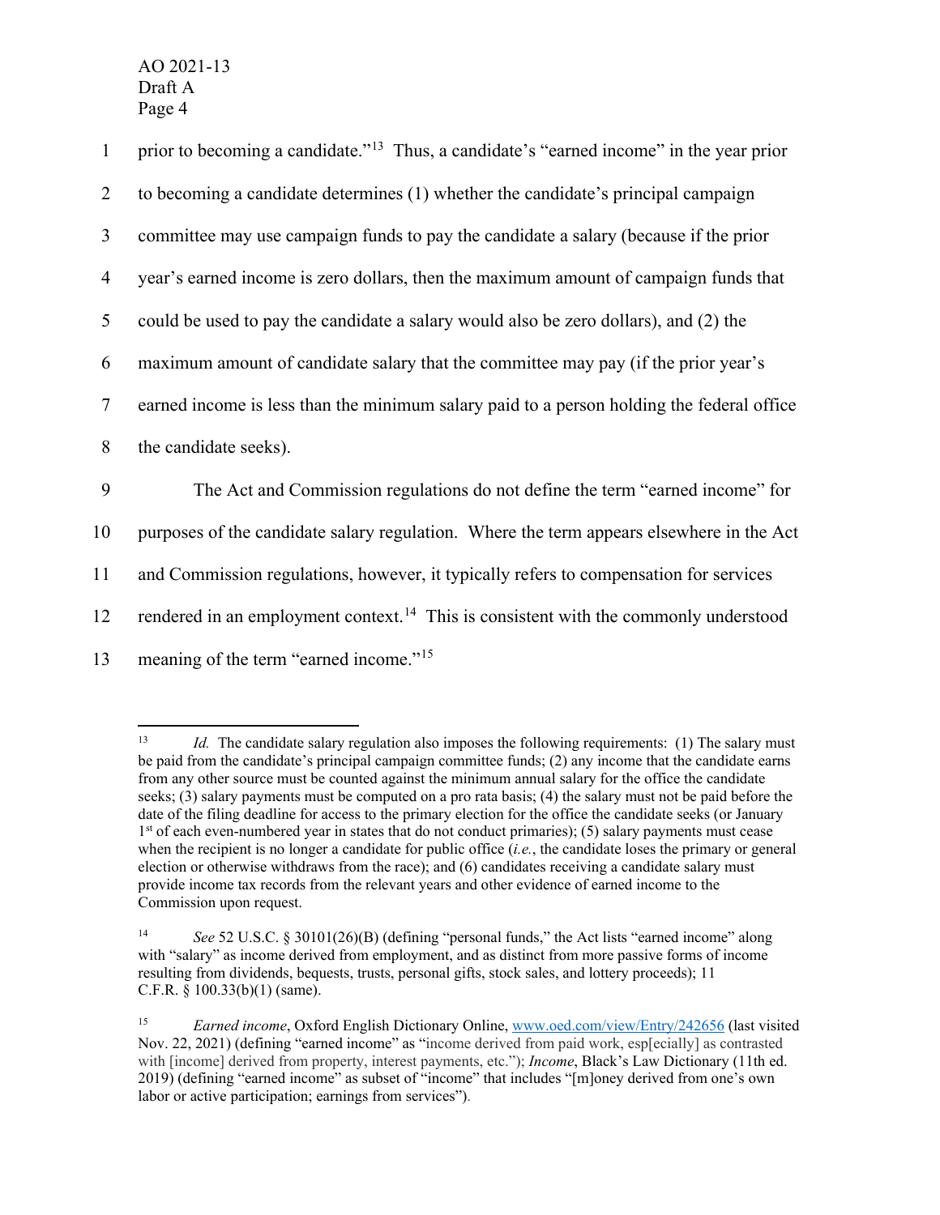prior to becoming a candidate."[13] Thus, a candidate's "earned income" in the year prior to becoming a candidate determines (1) whether the candidate's principal campaign committee may use campaign funds to pay the candidate a salary (because if the prior year's earned income is zero dollars, then the maximum amount of campaign funds that could be used to pay the candidate a salary would also be zero dollars), and (2) the maximum amount of candidate salary that the committee may pay (if the prior year's earned income is less than the minimum salary paid to a person holding the federal office the candidate seeks).

The Act and Commission regulations do not define the term "earned income" for purposes of the candidate salary regulation. Where the term appears elsewhere in the Act and Commission regulations, however, it typically refers to compensation for services rendered in an employment context.[14] This is consistent with the commonly understood meaning of the term "earned income."[15]

---

[13] *Id.* The candidate salary regulation also imposes the following requirements: (1) The salary must be paid from the candidate's principal campaign committee funds; (2) any income that the candidate earns from any other source must be counted against the minimum salary for the office the candidate seeks; (3) salary payments must be computed on a pro rata basis; (4) the salary must not be paid before the date of the filing deadline for access to the primary election for the office the candidate seeks (or January 1st of each even-numbered year in states that do not conduct primaries); (5) salary payments must cease when the recipient is no longer a candidate for public office (*i.e.*, the candidate loses the primary or general election or otherwise withdraws from the race); and (6) candidates receiving a candidate salary must provide income tax records from the relevant years and other evidence of earned income to the Commission upon request.

[14] *See* 52 U.S.C. § 30101(26)(B) (defining "personal funds," the Act lists "earned income" along with "salary" as income derived from employment, and as distinct from more passive forms of income resulting from dividends, bequests, trusts, personal gifts, stock sales, and lottery proceeds); 11 C.F.R. § 100.33(b)(1) (same).

[15] *Earned income*, Oxford English Dictionary Online, www.oed.com/view/Entry/242656 (last visited Nov. 22, 2021) (defining "earned income" as "income derived from paid work, esp[ecially] as contrasted with [income] derived from property, interest payments, etc."); *Income*, Black's Law Dictionary (11th ed. 2019) (defining "earned income" as subset of "income" that includes "[m]oney derived from one's own labor or active participation; earnings from services").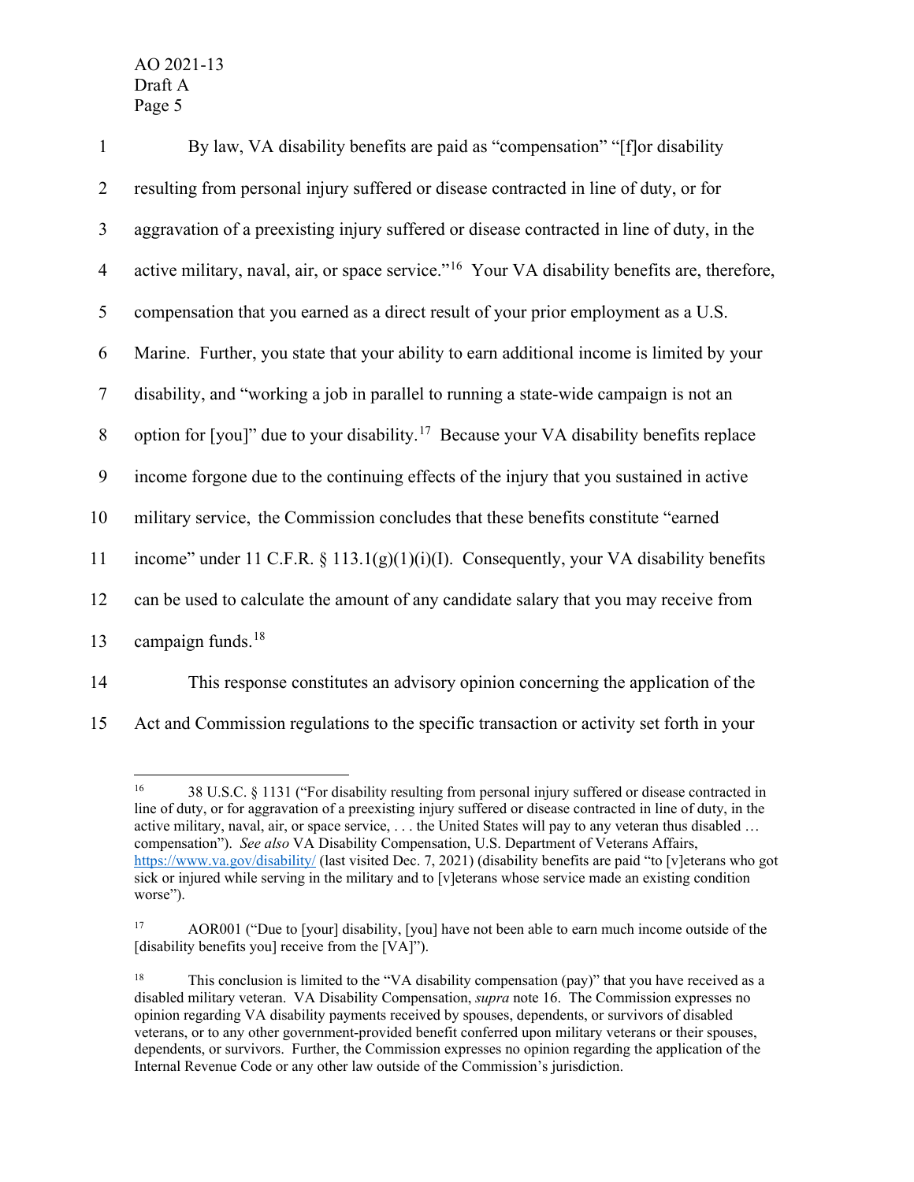By law, VA disability benefits are paid as "compensation" "[f]or disability resulting from personal injury suffered or disease contracted in line of duty, or for aggravation of a preexisting injury suffered or disease contracted in line of duty, in the active military, naval, air, or space service."[16] Your VA disability benefits are, therefore, compensation that you earned as a direct result of your prior employment as a U.S. Marine. Further, you state that your ability to earn additional income is limited by your disability, and "working a job in parallel to running a state-wide campaign is not an option for [you]" due to your disability.[17] Because your VA disability benefits replace income forgone due to the continuing effects of the injury that you sustained in active military service, the Commission concludes that these benefits constitute "earned income" under 11 C.F.R. § 113.1(g)(1)(i)(I). Consequently, your VA disability benefits can be used to calculate the amount of any candidate salary that you may receive from campaign funds.[18]

This response constitutes an advisory opinion concerning the application of the Act and Commission regulations to the specific transaction or activity set forth in your

---

[16] 38 U.S.C. § 1131 ("For disability resulting from personal injury suffered or disease contracted in line of duty, or for aggravation of a preexisting injury suffered or disease contracted in line of duty, in the active military, naval, air, or space service, . . . the United States will pay to any veteran thus disabled … compensation"). *See also* VA Disability Compensation, U.S. Department of Veterans Affairs, https://www.va.gov/disability/ (last visited Dec. 7, 2021) (disability benefits are paid "to [v]eterans who got sick or injured while serving in the military and to [v]eterans whose service made an existing condition worse").

[17] AOR001 ("Due to [your] disability, [you] have not been able to earn much income outside of the [disability benefits you] receive from the [VA]").

[18] This conclusion is limited to the "VA disability compensation (pay)" that you have received as a disabled military veteran. VA Disability Compensation, *supra* note 16. The Commission expresses no opinion regarding VA disability payments received by spouses, dependents, or survivors of disabled veterans, or to any other government-provided benefit conferred upon military veterans or their spouses, dependents, or survivors. Further, the Commission expresses no opinion regarding the application of the Internal Revenue Code or any other law outside of the Commission's jurisdiction.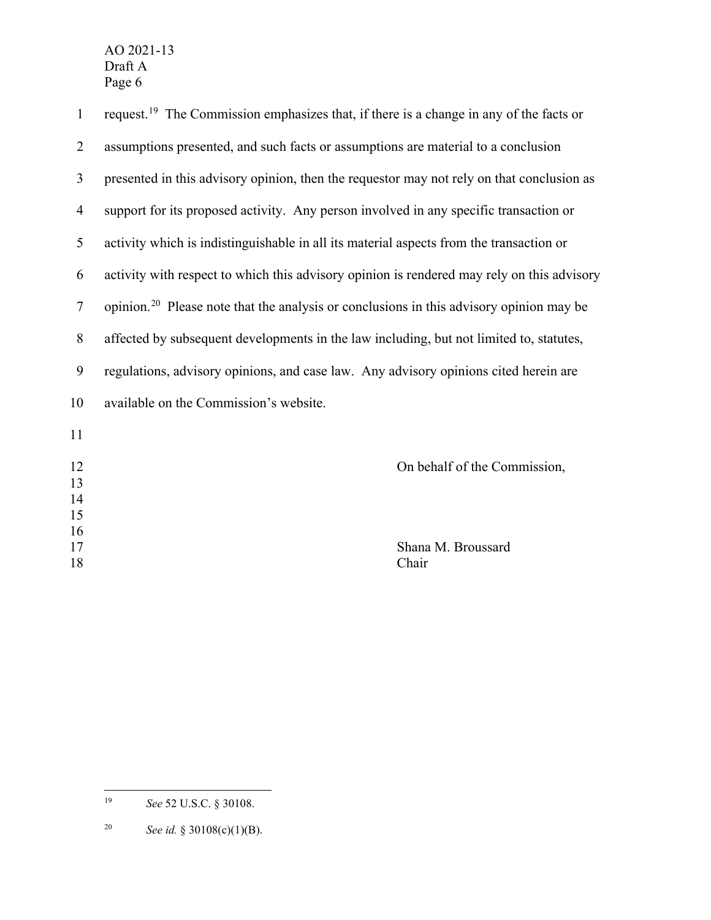request.[19] The Commission emphasizes that, if there is a change in any of the facts or assumptions presented, and such facts or assumptions are material to a conclusion presented in this advisory opinion, then the requestor may not rely on that conclusion as support for its proposed activity. Any person involved in any specific transaction or activity which is indistinguishable in all its material aspects from the transaction or activity with respect to which this advisory opinion is rendered may rely on this advisory opinion.[20] Please note that the analysis or conclusions in this advisory opinion may be affected by subsequent developments in the law including, but not limited to, statutes, regulations, advisory opinions, and case law. Any advisory opinions cited herein are available on the Commission's website.

On behalf of the Commission,

Shana M. Broussard
Chair

---

[19] *See* 52 U.S.C. § 30108.

[20] *See id.* § 30108(c)(1)(B).